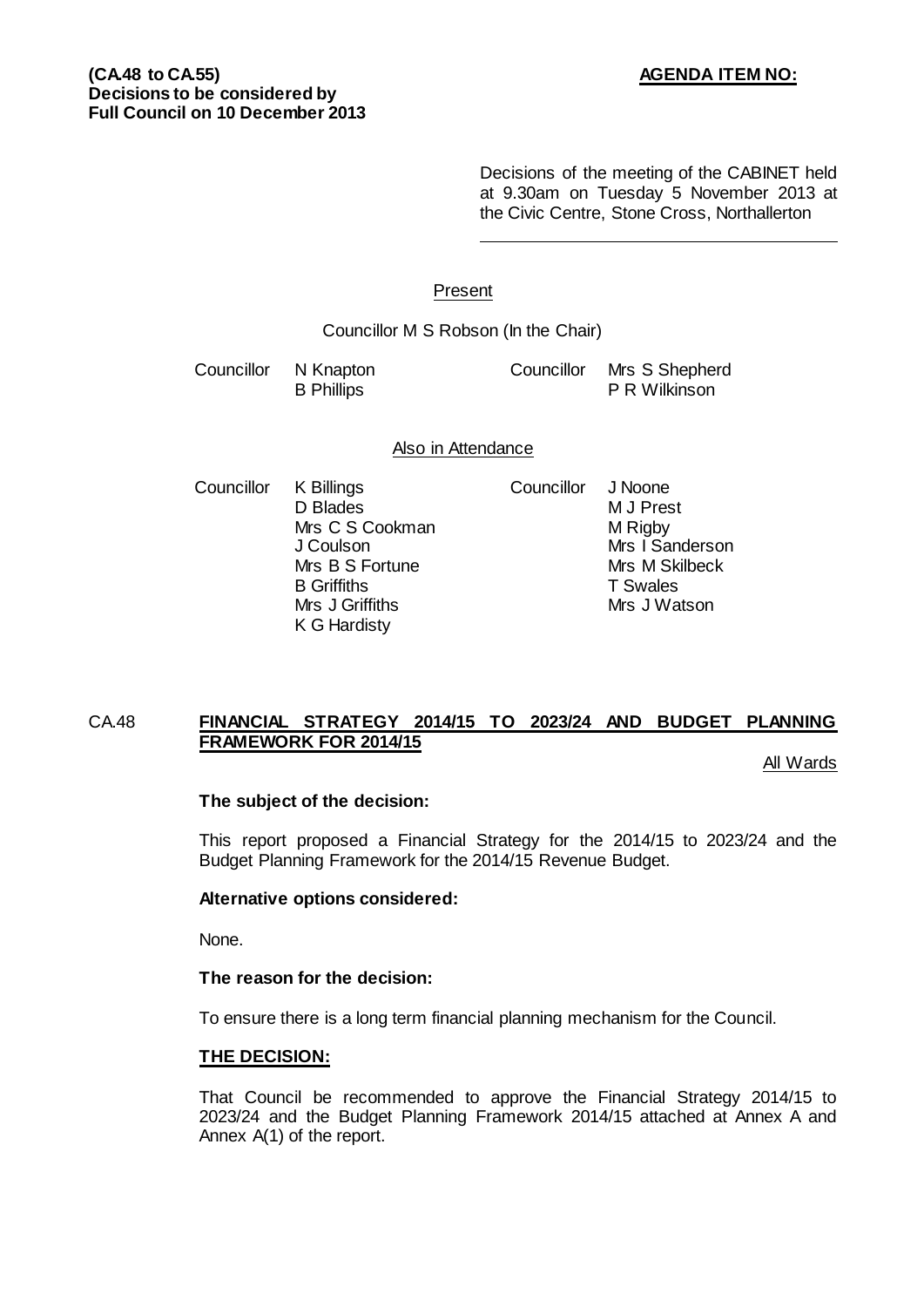**(CA.48 to CA.55)**
**Decisions to be considered by**
**Full Council on 10 December 2013**

**AGENDA ITEM NO:**

Decisions of the meeting of the CABINET held at 9.30am on Tuesday 5 November 2013 at the Civic Centre, Stone Cross, Northallerton

---

Present

Councillor M S Robson (In the Chair)

| | | | |
|---|---|---|---|
| Councillor | N Knapton | Councillor | Mrs S Shepherd |
| | B Phillips | | P R Wilkinson |

Also in Attendance

| | | | |
|---|---|---|---|
| Councillor | K Billings | Councillor | J Noone |
| | D Blades | | M J Prest |
| | Mrs C S Cookman | | M Rigby |
| | J Coulson | | Mrs I Sanderson |
| | Mrs B S Fortune | | Mrs M Skilbeck |
| | B Griffiths | | T Swales |
| | Mrs J Griffiths | | Mrs J Watson |
| | K G Hardisty | | |

CA.48 **FINANCIAL STRATEGY 2014/15 TO 2023/24 AND BUDGET PLANNING FRAMEWORK FOR 2014/15**

All Wards

**The subject of the decision:**

This report proposed a Financial Strategy for the 2014/15 to 2023/24 and the Budget Planning Framework for the 2014/15 Revenue Budget.

**Alternative options considered:**

None.

**The reason for the decision:**

To ensure there is a long term financial planning mechanism for the Council.

**THE DECISION:**

That Council be recommended to approve the Financial Strategy 2014/15 to 2023/24 and the Budget Planning Framework 2014/15 attached at Annex A and Annex A(1) of the report.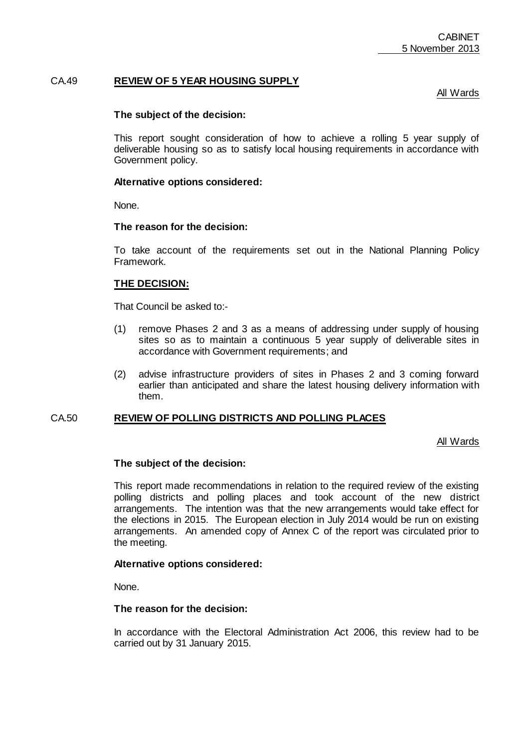CABINET
5 November 2013

## CA.49 **REVIEW OF 5 YEAR HOUSING SUPPLY**

All Wards

**The subject of the decision:**

This report sought consideration of how to achieve a rolling 5 year supply of deliverable housing so as to satisfy local housing requirements in accordance with Government policy.

**Alternative options considered:**

None.

**The reason for the decision:**

To take account of the requirements set out in the National Planning Policy Framework.

**THE DECISION:**

That Council be asked to:-

(1) remove Phases 2 and 3 as a means of addressing under supply of housing sites so as to maintain a continuous 5 year supply of deliverable sites in accordance with Government requirements; and

(2) advise infrastructure providers of sites in Phases 2 and 3 coming forward earlier than anticipated and share the latest housing delivery information with them.

## CA.50 **REVIEW OF POLLING DISTRICTS AND POLLING PLACES**

All Wards

**The subject of the decision:**

This report made recommendations in relation to the required review of the existing polling districts and polling places and took account of the new district arrangements. The intention was that the new arrangements would take effect for the elections in 2015. The European election in July 2014 would be run on existing arrangements. An amended copy of Annex C of the report was circulated prior to the meeting.

**Alternative options considered:**

None.

**The reason for the decision:**

In accordance with the Electoral Administration Act 2006, this review had to be carried out by 31 January 2015.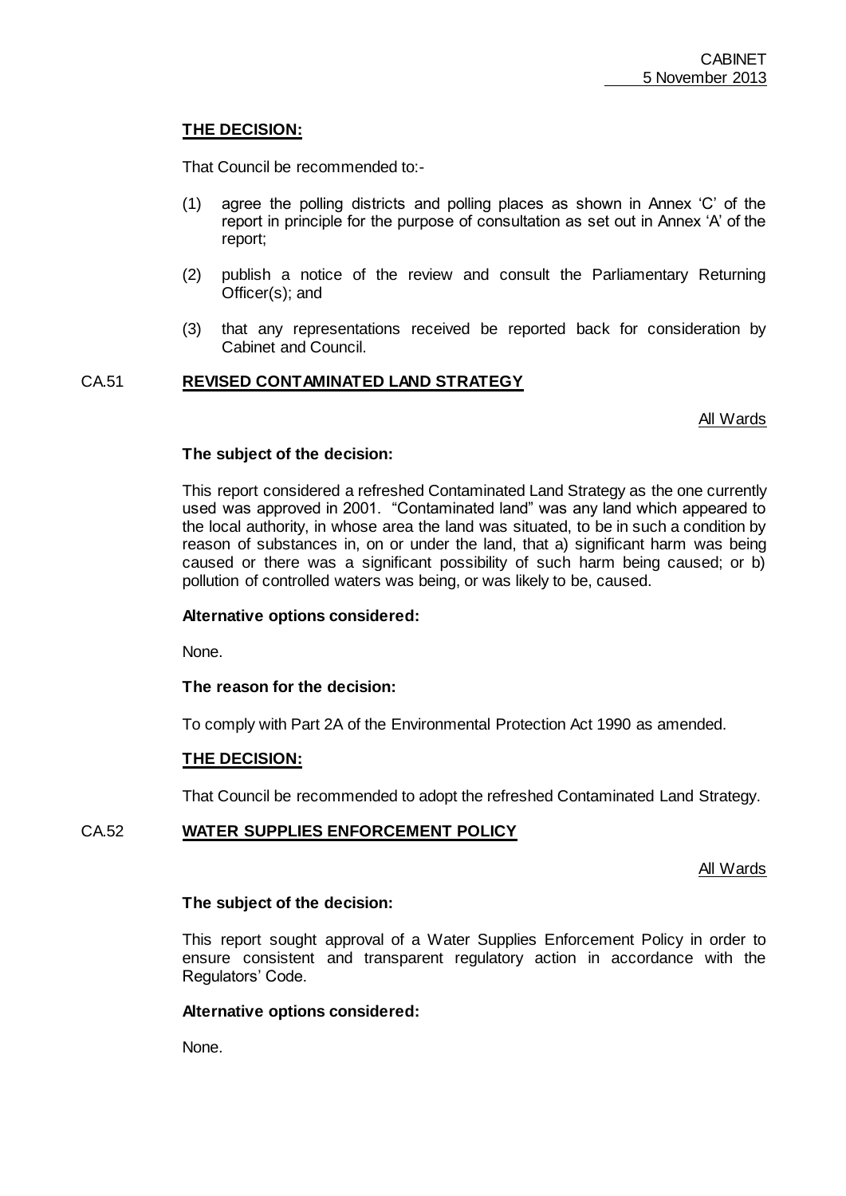**THE DECISION:**

That Council be recommended to:-

(1) agree the polling districts and polling places as shown in Annex 'C' of the report in principle for the purpose of consultation as set out in Annex 'A' of the report;

(2) publish a notice of the review and consult the Parliamentary Returning Officer(s); and

(3) that any representations received be reported back for consideration by Cabinet and Council.

## CA.51 REVISED CONTAMINATED LAND STRATEGY

All Wards

**The subject of the decision:**

This report considered a refreshed Contaminated Land Strategy as the one currently used was approved in 2001. "Contaminated land" was any land which appeared to the local authority, in whose area the land was situated, to be in such a condition by reason of substances in, on or under the land, that a) significant harm was being caused or there was a significant possibility of such harm being caused; or b) pollution of controlled waters was being, or was likely to be, caused.

**Alternative options considered:**

None.

**The reason for the decision:**

To comply with Part 2A of the Environmental Protection Act 1990 as amended.

**THE DECISION:**

That Council be recommended to adopt the refreshed Contaminated Land Strategy.

## CA.52 WATER SUPPLIES ENFORCEMENT POLICY

All Wards

**The subject of the decision:**

This report sought approval of a Water Supplies Enforcement Policy in order to ensure consistent and transparent regulatory action in accordance with the Regulators' Code.

**Alternative options considered:**

None.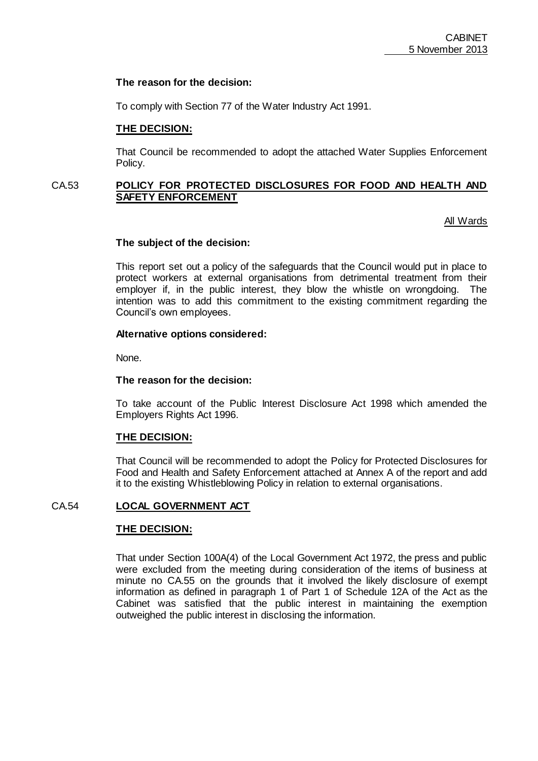**The reason for the decision:**

To comply with Section 77 of the Water Industry Act 1991.

**THE DECISION:**

That Council be recommended to adopt the attached Water Supplies Enforcement Policy.

## CA.53 POLICY FOR PROTECTED DISCLOSURES FOR FOOD AND HEALTH AND SAFETY ENFORCEMENT

All Wards

**The subject of the decision:**

This report set out a policy of the safeguards that the Council would put in place to protect workers at external organisations from detrimental treatment from their employer if, in the public interest, they blow the whistle on wrongdoing. The intention was to add this commitment to the existing commitment regarding the Council's own employees.

**Alternative options considered:**

None.

**The reason for the decision:**

To take account of the Public Interest Disclosure Act 1998 which amended the Employers Rights Act 1996.

**THE DECISION:**

That Council will be recommended to adopt the Policy for Protected Disclosures for Food and Health and Safety Enforcement attached at Annex A of the report and add it to the existing Whistleblowing Policy in relation to external organisations.

## CA.54 LOCAL GOVERNMENT ACT

**THE DECISION:**

That under Section 100A(4) of the Local Government Act 1972, the press and public were excluded from the meeting during consideration of the items of business at minute no CA.55 on the grounds that it involved the likely disclosure of exempt information as defined in paragraph 1 of Part 1 of Schedule 12A of the Act as the Cabinet was satisfied that the public interest in maintaining the exemption outweighed the public interest in disclosing the information.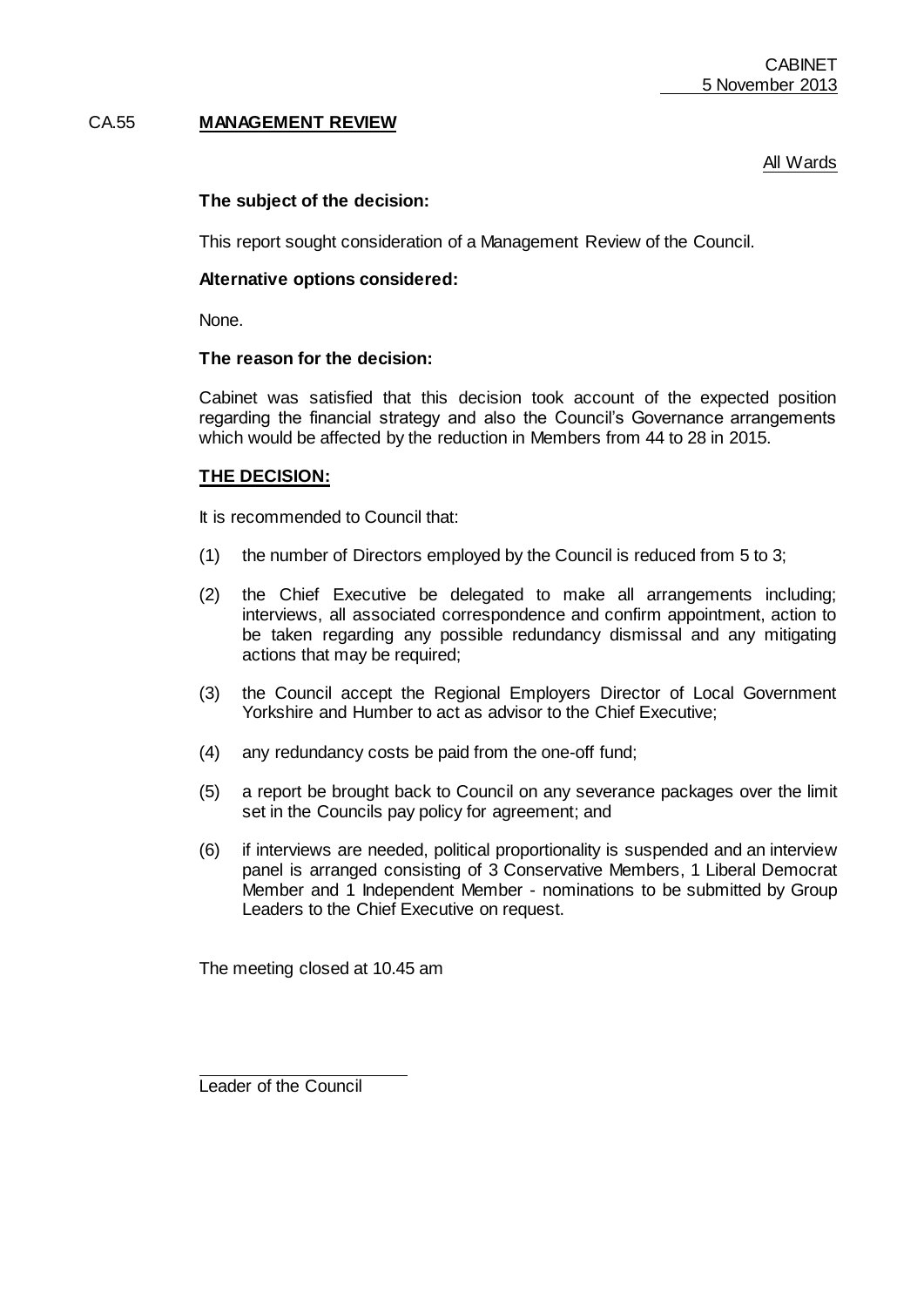## CA.55 MANAGEMENT REVIEW

All Wards

**The subject of the decision:**

This report sought consideration of a Management Review of the Council.

**Alternative options considered:**

None.

**The reason for the decision:**

Cabinet was satisfied that this decision took account of the expected position regarding the financial strategy and also the Council's Governance arrangements which would be affected by the reduction in Members from 44 to 28 in 2015.

**THE DECISION:**

It is recommended to Council that:

(1) the number of Directors employed by the Council is reduced from 5 to 3;

(2) the Chief Executive be delegated to make all arrangements including; interviews, all associated correspondence and confirm appointment, action to be taken regarding any possible redundancy dismissal and any mitigating actions that may be required;

(3) the Council accept the Regional Employers Director of Local Government Yorkshire and Humber to act as advisor to the Chief Executive;

(4) any redundancy costs be paid from the one-off fund;

(5) a report be brought back to Council on any severance packages over the limit set in the Councils pay policy for agreement; and

(6) if interviews are needed, political proportionality is suspended and an interview panel is arranged consisting of 3 Conservative Members, 1 Liberal Democrat Member and 1 Independent Member - nominations to be submitted by Group Leaders to the Chief Executive on request.

The meeting closed at 10.45 am

Leader of the Council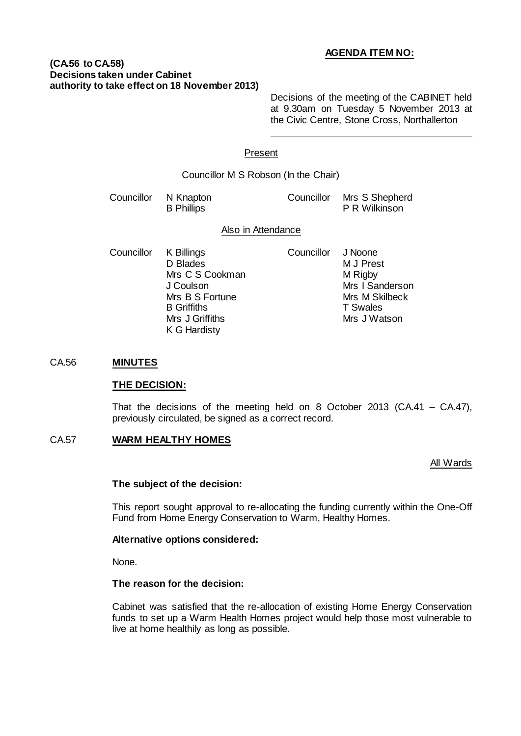**AGENDA ITEM NO:**

**(CA.56 to CA.58)**
**Decisions taken under Cabinet authority to take effect on 18 November 2013)**

Decisions of the meeting of the CABINET held at 9.30am on Tuesday 5 November 2013 at the Civic Centre, Stone Cross, Northallerton

Present

Councillor M S Robson (In the Chair)

| Councillor | N Knapton | Councillor | Mrs S Shepherd |
|---|---|---|---|
| | B Phillips | | P R Wilkinson |

Also in Attendance

| Councillor | K Billings | Councillor | J Noone |
|---|---|---|---|
| | D Blades | | M J Prest |
| | Mrs C S Cookman | | M Rigby |
| | J Coulson | | Mrs I Sanderson |
| | Mrs B S Fortune | | Mrs M Skilbeck |
| | B Griffiths | | T Swales |
| | Mrs J Griffiths | | Mrs J Watson |
| | K G Hardisty | | |

CA.56 **MINUTES**

**THE DECISION:**

That the decisions of the meeting held on 8 October 2013 (CA.41 – CA.47), previously circulated, be signed as a correct record.

CA.57 **WARM HEALTHY HOMES**

All Wards

**The subject of the decision:**

This report sought approval to re-allocating the funding currently within the One-Off Fund from Home Energy Conservation to Warm, Healthy Homes.

**Alternative options considered:**

None.

**The reason for the decision:**

Cabinet was satisfied that the re-allocation of existing Home Energy Conservation funds to set up a Warm Health Homes project would help those most vulnerable to live at home healthily as long as possible.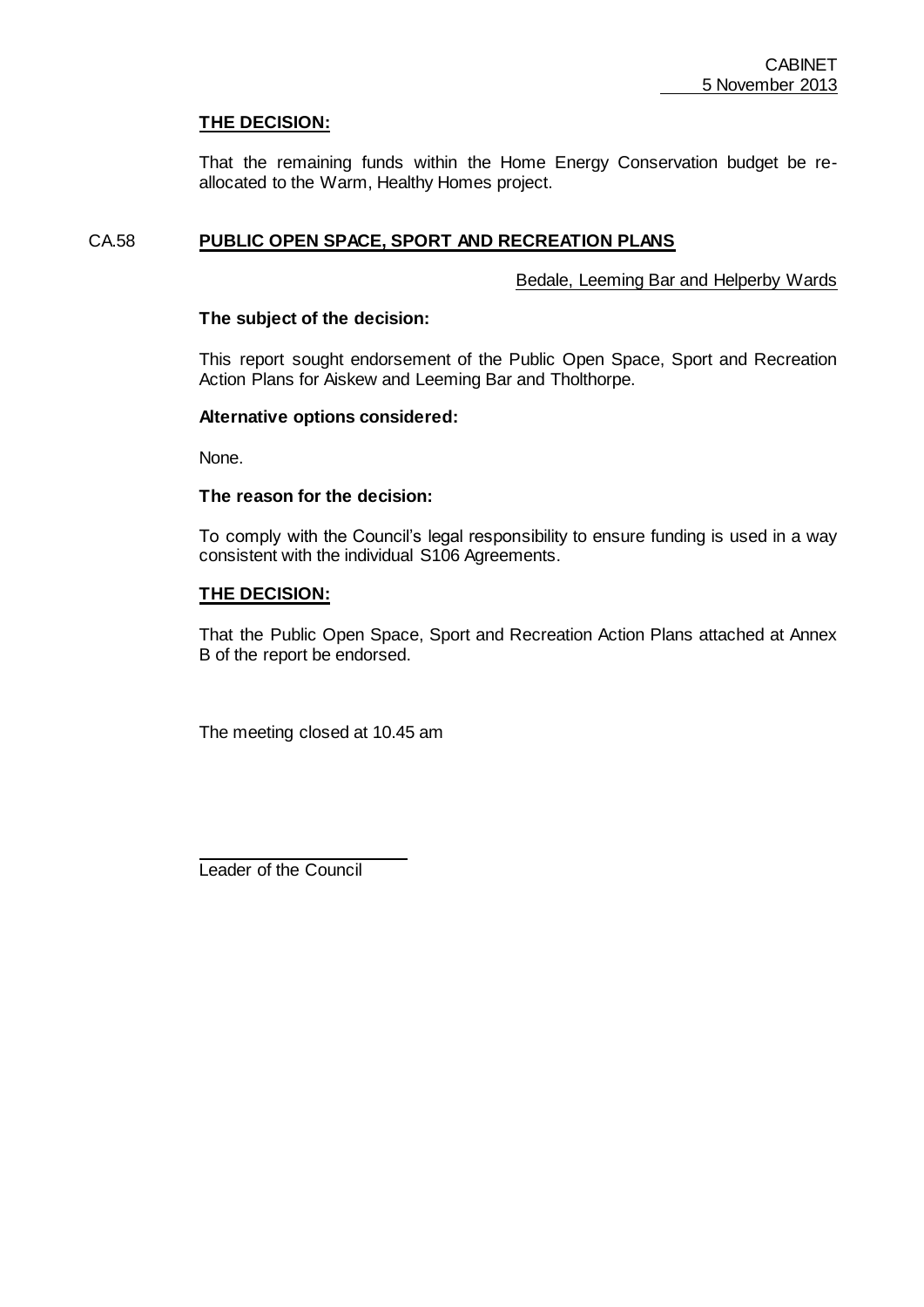**THE DECISION:**

That the remaining funds within the Home Energy Conservation budget be re-allocated to the Warm, Healthy Homes project.

## CA.58 PUBLIC OPEN SPACE, SPORT AND RECREATION PLANS

Bedale, Leeming Bar and Helperby Wards

**The subject of the decision:**

This report sought endorsement of the Public Open Space, Sport and Recreation Action Plans for Aiskew and Leeming Bar and Tholthorpe.

**Alternative options considered:**

None.

**The reason for the decision:**

To comply with the Council's legal responsibility to ensure funding is used in a way consistent with the individual S106 Agreements.

**THE DECISION:**

That the Public Open Space, Sport and Recreation Action Plans attached at Annex B of the report be endorsed.

The meeting closed at 10.45 am

Leader of the Council